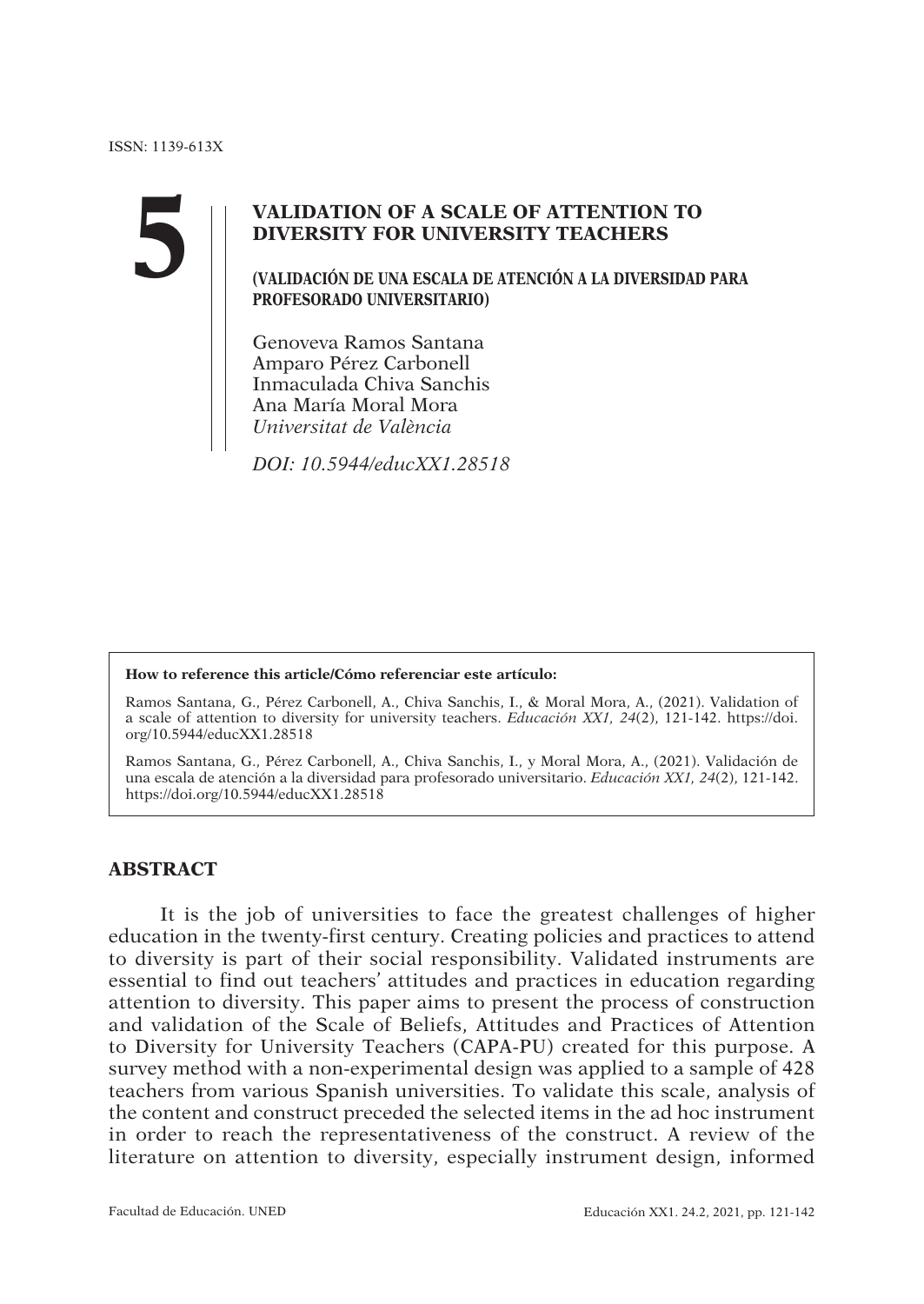ISSN: 1139-613X

5

# VALIDATION OF A SCALE OF ATTENTION TO DIVERSITY FOR UNIVERSITY TEACHERS

## (VALIDACIÓN DE UNA ESCALA DE ATENCIÓN A LA DIVERSIDAD PARA PROFESORADO UNIVERSITARIO)

Genoveva Ramos Santana
Amparo Pérez Carbonell
Inmaculada Chiva Sanchis
Ana María Moral Mora
*Universitat de València*

*DOI: 10.5944/educXX1.28518*

**How to reference this article/Cómo referenciar este artículo:**

Ramos Santana, G., Pérez Carbonell, A., Chiva Sanchis, I., & Moral Mora, A., (2021). Validation of a scale of attention to diversity for university teachers. *Educación XX1, 24*(2), 121-142. https://doi.org/10.5944/educXX1.28518

Ramos Santana, G., Pérez Carbonell, A., Chiva Sanchis, I., y Moral Mora, A., (2021). Validación de una escala de atención a la diversidad para profesorado universitario. *Educación XX1, 24*(2), 121-142. https://doi.org/10.5944/educXX1.28518

## ABSTRACT

It is the job of universities to face the greatest challenges of higher education in the twenty-first century. Creating policies and practices to attend to diversity is part of their social responsibility. Validated instruments are essential to find out teachers' attitudes and practices in education regarding attention to diversity. This paper aims to present the process of construction and validation of the Scale of Beliefs, Attitudes and Practices of Attention to Diversity for University Teachers (CAPA-PU) created for this purpose. A survey method with a non-experimental design was applied to a sample of 428 teachers from various Spanish universities. To validate this scale, analysis of the content and construct preceded the selected items in the ad hoc instrument in order to reach the representativeness of the construct. A review of the literature on attention to diversity, especially instrument design, informed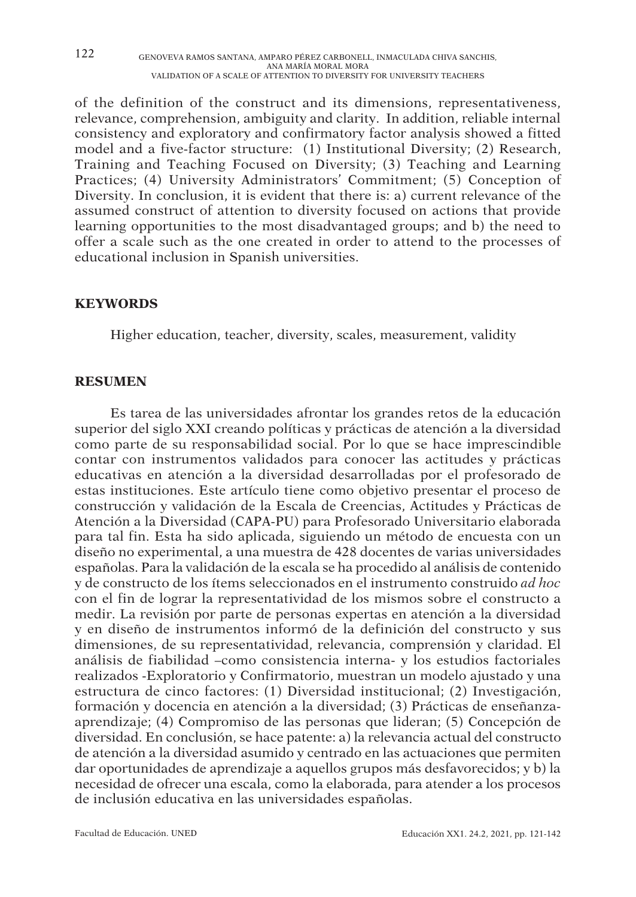of the definition of the construct and its dimensions, representativeness, relevance, comprehension, ambiguity and clarity. In addition, reliable internal consistency and exploratory and confirmatory factor analysis showed a fitted model and a five-factor structure: (1) Institutional Diversity; (2) Research, Training and Teaching Focused on Diversity; (3) Teaching and Learning Practices; (4) University Administrators' Commitment; (5) Conception of Diversity. In conclusion, it is evident that there is: a) current relevance of the assumed construct of attention to diversity focused on actions that provide learning opportunities to the most disadvantaged groups; and b) the need to offer a scale such as the one created in order to attend to the processes of educational inclusion in Spanish universities.

## KEYWORDS

Higher education, teacher, diversity, scales, measurement, validity

## RESUMEN

Es tarea de las universidades afrontar los grandes retos de la educación superior del siglo XXI creando políticas y prácticas de atención a la diversidad como parte de su responsabilidad social. Por lo que se hace imprescindible contar con instrumentos validados para conocer las actitudes y prácticas educativas en atención a la diversidad desarrolladas por el profesorado de estas instituciones. Este artículo tiene como objetivo presentar el proceso de construcción y validación de la Escala de Creencias, Actitudes y Prácticas de Atención a la Diversidad (CAPA-PU) para Profesorado Universitario elaborada para tal fin. Esta ha sido aplicada, siguiendo un método de encuesta con un diseño no experimental, a una muestra de 428 docentes de varias universidades españolas. Para la validación de la escala se ha procedido al análisis de contenido y de constructo de los ítems seleccionados en el instrumento construido *ad hoc* con el fin de lograr la representatividad de los mismos sobre el constructo a medir. La revisión por parte de personas expertas en atención a la diversidad y en diseño de instrumentos informó de la definición del constructo y sus dimensiones, de su representatividad, relevancia, comprensión y claridad. El análisis de fiabilidad –como consistencia interna- y los estudios factoriales realizados -Exploratorio y Confirmatorio, muestran un modelo ajustado y una estructura de cinco factores: (1) Diversidad institucional; (2) Investigación, formación y docencia en atención a la diversidad; (3) Prácticas de enseñanza-aprendizaje; (4) Compromiso de las personas que lideran; (5) Concepción de diversidad. En conclusión, se hace patente: a) la relevancia actual del constructo de atención a la diversidad asumido y centrado en las actuaciones que permiten dar oportunidades de aprendizaje a aquellos grupos más desfavorecidos; y b) la necesidad de ofrecer una escala, como la elaborada, para atender a los procesos de inclusión educativa en las universidades españolas.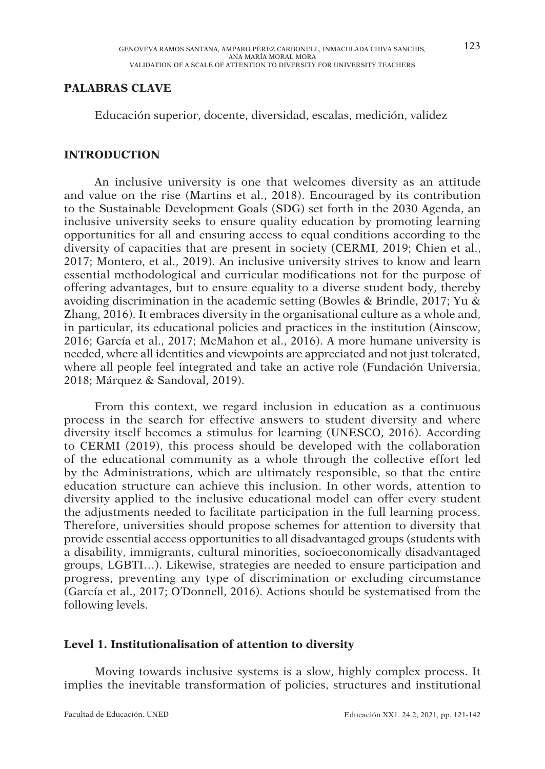## PALABRAS CLAVE

Educación superior, docente, diversidad, escalas, medición, validez

## INTRODUCTION

An inclusive university is one that welcomes diversity as an attitude and value on the rise (Martins et al., 2018). Encouraged by its contribution to the Sustainable Development Goals (SDG) set forth in the 2030 Agenda, an inclusive university seeks to ensure quality education by promoting learning opportunities for all and ensuring access to equal conditions according to the diversity of capacities that are present in society (CERMI, 2019; Chien et al., 2017; Montero, et al., 2019). An inclusive university strives to know and learn essential methodological and curricular modifications not for the purpose of offering advantages, but to ensure equality to a diverse student body, thereby avoiding discrimination in the academic setting (Bowles & Brindle, 2017; Yu & Zhang, 2016). It embraces diversity in the organisational culture as a whole and, in particular, its educational policies and practices in the institution (Ainscow, 2016; García et al., 2017; McMahon et al., 2016). A more humane university is needed, where all identities and viewpoints are appreciated and not just tolerated, where all people feel integrated and take an active role (Fundación Universia, 2018; Márquez & Sandoval, 2019).

From this context, we regard inclusion in education as a continuous process in the search for effective answers to student diversity and where diversity itself becomes a stimulus for learning (UNESCO, 2016). According to CERMI (2019), this process should be developed with the collaboration of the educational community as a whole through the collective effort led by the Administrations, which are ultimately responsible, so that the entire education structure can achieve this inclusion. In other words, attention to diversity applied to the inclusive educational model can offer every student the adjustments needed to facilitate participation in the full learning process. Therefore, universities should propose schemes for attention to diversity that provide essential access opportunities to all disadvantaged groups (students with a disability, immigrants, cultural minorities, socioeconomically disadvantaged groups, LGBTI…). Likewise, strategies are needed to ensure participation and progress, preventing any type of discrimination or excluding circumstance (García et al., 2017; O'Donnell, 2016). Actions should be systematised from the following levels.

### Level 1. Institutionalisation of attention to diversity

Moving towards inclusive systems is a slow, highly complex process. It implies the inevitable transformation of policies, structures and institutional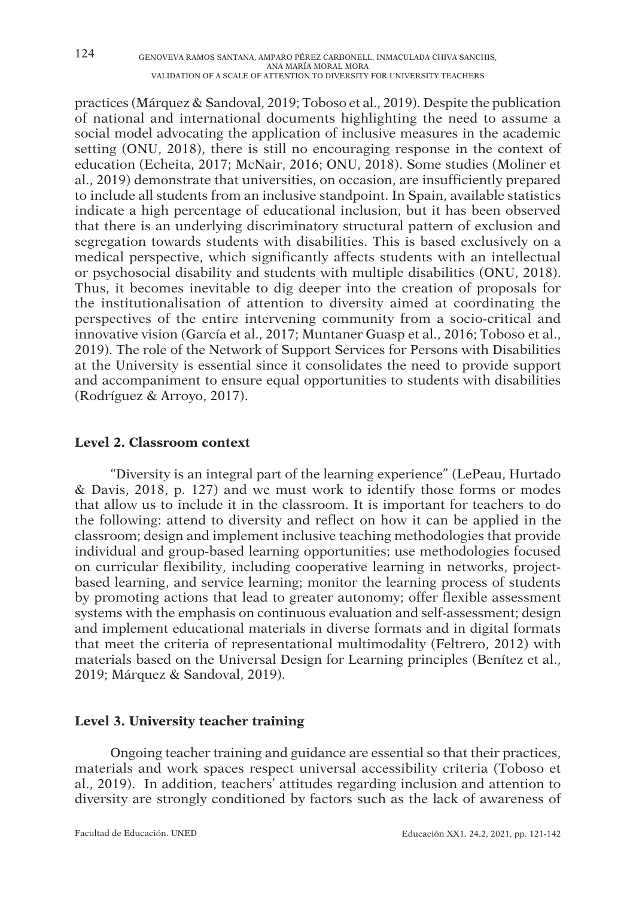practices (Márquez & Sandoval, 2019; Toboso et al., 2019). Despite the publication of national and international documents highlighting the need to assume a social model advocating the application of inclusive measures in the academic setting (ONU, 2018), there is still no encouraging response in the context of education (Echeita, 2017; McNair, 2016; ONU, 2018). Some studies (Moliner et al., 2019) demonstrate that universities, on occasion, are insufficiently prepared to include all students from an inclusive standpoint. In Spain, available statistics indicate a high percentage of educational inclusion, but it has been observed that there is an underlying discriminatory structural pattern of exclusion and segregation towards students with disabilities. This is based exclusively on a medical perspective, which significantly affects students with an intellectual or psychosocial disability and students with multiple disabilities (ONU, 2018). Thus, it becomes inevitable to dig deeper into the creation of proposals for the institutionalisation of attention to diversity aimed at coordinating the perspectives of the entire intervening community from a socio-critical and innovative vision (García et al., 2017; Muntaner Guasp et al., 2016; Toboso et al., 2019). The role of the Network of Support Services for Persons with Disabilities at the University is essential since it consolidates the need to provide support and accompaniment to ensure equal opportunities to students with disabilities (Rodríguez & Arroyo, 2017).

### Level 2. Classroom context

"Diversity is an integral part of the learning experience" (LePeau, Hurtado & Davis, 2018, p. 127) and we must work to identify those forms or modes that allow us to include it in the classroom. It is important for teachers to do the following: attend to diversity and reflect on how it can be applied in the classroom; design and implement inclusive teaching methodologies that provide individual and group-based learning opportunities; use methodologies focused on curricular flexibility, including cooperative learning in networks, project-based learning, and service learning; monitor the learning process of students by promoting actions that lead to greater autonomy; offer flexible assessment systems with the emphasis on continuous evaluation and self-assessment; design and implement educational materials in diverse formats and in digital formats that meet the criteria of representational multimodality (Feltrero, 2012) with materials based on the Universal Design for Learning principles (Benítez et al., 2019; Márquez & Sandoval, 2019).

### Level 3. University teacher training

Ongoing teacher training and guidance are essential so that their practices, materials and work spaces respect universal accessibility criteria (Toboso et al., 2019). In addition, teachers' attitudes regarding inclusion and attention to diversity are strongly conditioned by factors such as the lack of awareness of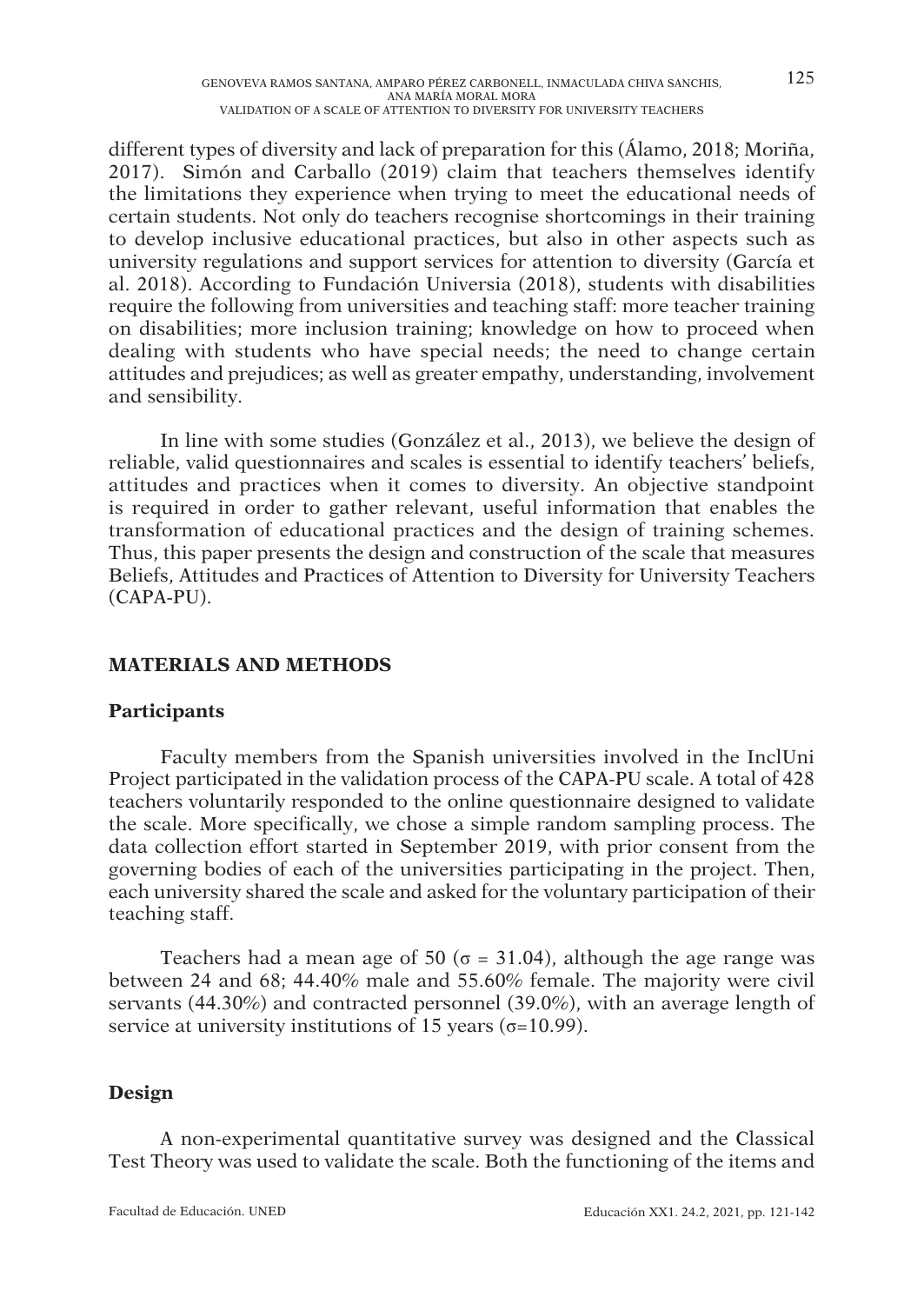different types of diversity and lack of preparation for this (Álamo, 2018; Moriña, 2017). Simón and Carballo (2019) claim that teachers themselves identify the limitations they experience when trying to meet the educational needs of certain students. Not only do teachers recognise shortcomings in their training to develop inclusive educational practices, but also in other aspects such as university regulations and support services for attention to diversity (García et al. 2018). According to Fundación Universia (2018), students with disabilities require the following from universities and teaching staff: more teacher training on disabilities; more inclusion training; knowledge on how to proceed when dealing with students who have special needs; the need to change certain attitudes and prejudices; as well as greater empathy, understanding, involvement and sensibility.

In line with some studies (González et al., 2013), we believe the design of reliable, valid questionnaires and scales is essential to identify teachers' beliefs, attitudes and practices when it comes to diversity. An objective standpoint is required in order to gather relevant, useful information that enables the transformation of educational practices and the design of training schemes. Thus, this paper presents the design and construction of the scale that measures Beliefs, Attitudes and Practices of Attention to Diversity for University Teachers (CAPA-PU).

## MATERIALS AND METHODS

### Participants

Faculty members from the Spanish universities involved in the InclUni Project participated in the validation process of the CAPA-PU scale. A total of 428 teachers voluntarily responded to the online questionnaire designed to validate the scale. More specifically, we chose a simple random sampling process. The data collection effort started in September 2019, with prior consent from the governing bodies of each of the universities participating in the project. Then, each university shared the scale and asked for the voluntary participation of their teaching staff.

Teachers had a mean age of 50 ($\sigma$ = 31.04), although the age range was between 24 and 68; 44.40% male and 55.60% female. The majority were civil servants (44.30%) and contracted personnel (39.0%), with an average length of service at university institutions of 15 years ($\sigma$=10.99).

### Design

A non-experimental quantitative survey was designed and the Classical Test Theory was used to validate the scale. Both the functioning of the items and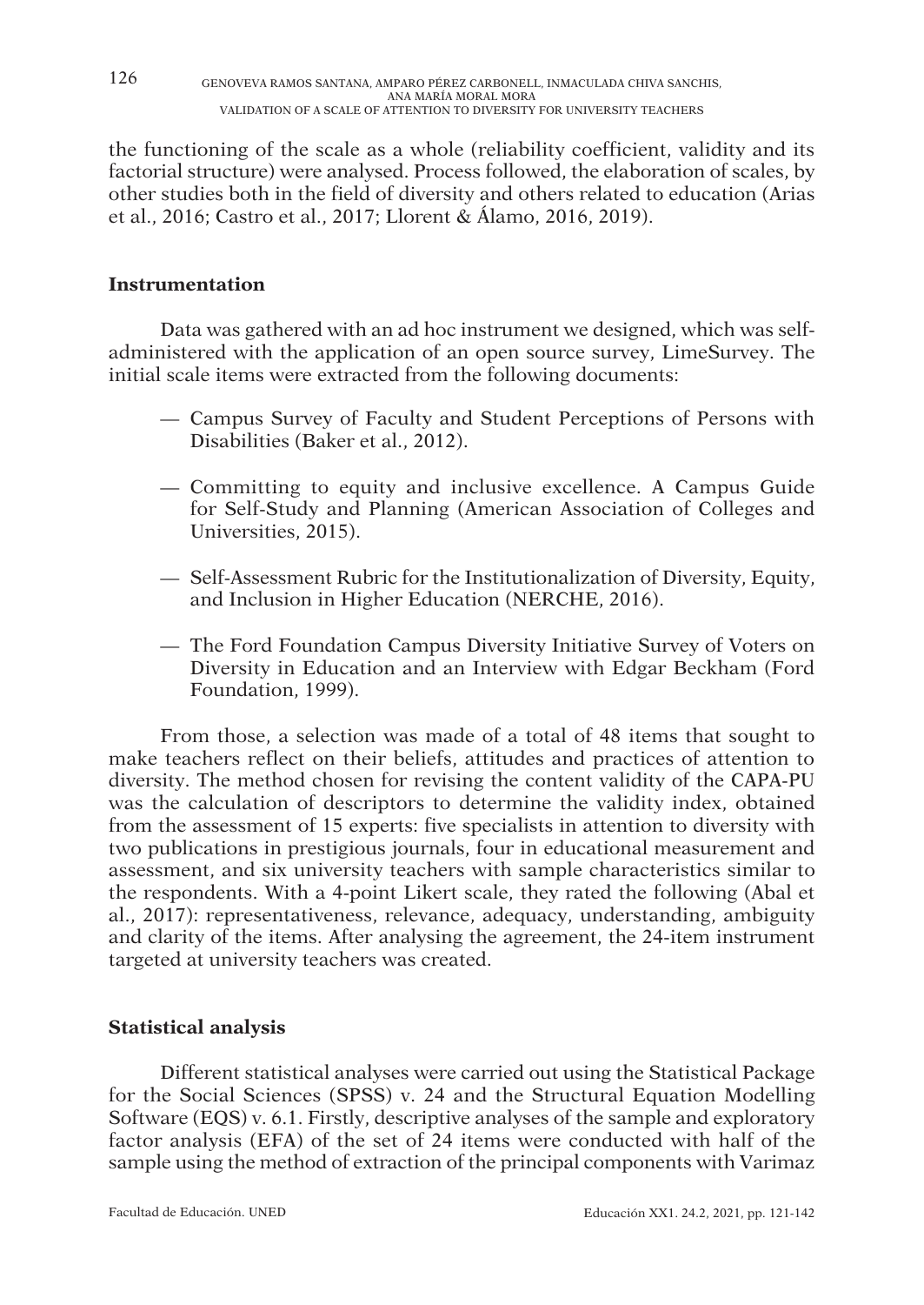the functioning of the scale as a whole (reliability coefficient, validity and its factorial structure) were analysed. Process followed, the elaboration of scales, by other studies both in the field of diversity and others related to education (Arias et al., 2016; Castro et al., 2017; Llorent & Álamo, 2016, 2019).

### Instrumentation

Data was gathered with an ad hoc instrument we designed, which was self-administered with the application of an open source survey, LimeSurvey. The initial scale items were extracted from the following documents:

- Campus Survey of Faculty and Student Perceptions of Persons with Disabilities (Baker et al., 2012).
- Committing to equity and inclusive excellence. A Campus Guide for Self-Study and Planning (American Association of Colleges and Universities, 2015).
- Self-Assessment Rubric for the Institutionalization of Diversity, Equity, and Inclusion in Higher Education (NERCHE, 2016).
- The Ford Foundation Campus Diversity Initiative Survey of Voters on Diversity in Education and an Interview with Edgar Beckham (Ford Foundation, 1999).

From those, a selection was made of a total of 48 items that sought to make teachers reflect on their beliefs, attitudes and practices of attention to diversity. The method chosen for revising the content validity of the CAPA-PU was the calculation of descriptors to determine the validity index, obtained from the assessment of 15 experts: five specialists in attention to diversity with two publications in prestigious journals, four in educational measurement and assessment, and six university teachers with sample characteristics similar to the respondents. With a 4-point Likert scale, they rated the following (Abal et al., 2017): representativeness, relevance, adequacy, understanding, ambiguity and clarity of the items. After analysing the agreement, the 24-item instrument targeted at university teachers was created.

### Statistical analysis

Different statistical analyses were carried out using the Statistical Package for the Social Sciences (SPSS) v. 24 and the Structural Equation Modelling Software (EQS) v. 6.1. Firstly, descriptive analyses of the sample and exploratory factor analysis (EFA) of the set of 24 items were conducted with half of the sample using the method of extraction of the principal components with Varimaz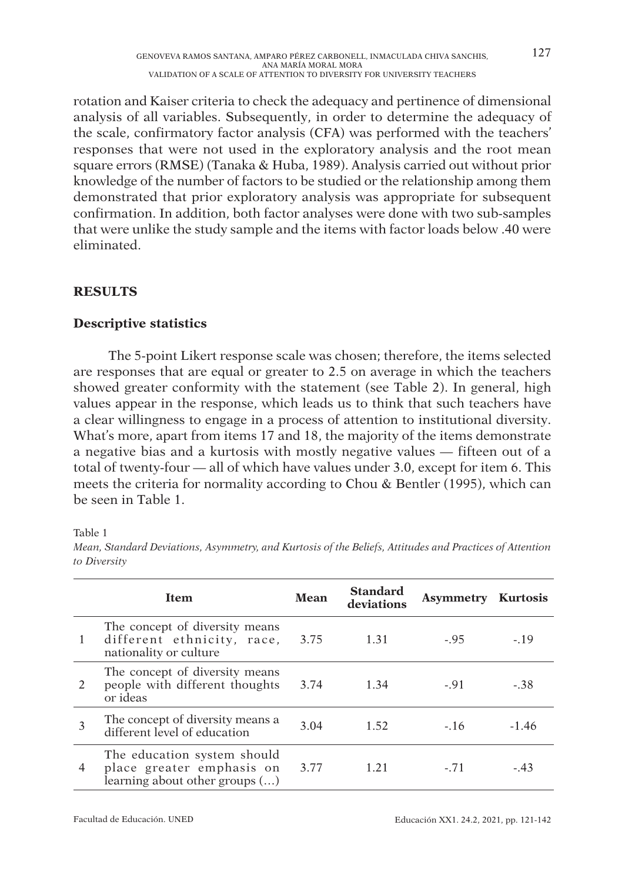rotation and Kaiser criteria to check the adequacy and pertinence of dimensional analysis of all variables. Subsequently, in order to determine the adequacy of the scale, confirmatory factor analysis (CFA) was performed with the teachers' responses that were not used in the exploratory analysis and the root mean square errors (RMSE) (Tanaka & Huba, 1989). Analysis carried out without prior knowledge of the number of factors to be studied or the relationship among them demonstrated that prior exploratory analysis was appropriate for subsequent confirmation. In addition, both factor analyses were done with two sub-samples that were unlike the study sample and the items with factor loads below .40 were eliminated.

## RESULTS

### Descriptive statistics

The 5-point Likert response scale was chosen; therefore, the items selected are responses that are equal or greater to 2.5 on average in which the teachers showed greater conformity with the statement (see Table 2). In general, high values appear in the response, which leads us to think that such teachers have a clear willingness to engage in a process of attention to institutional diversity. What's more, apart from items 17 and 18, the majority of the items demonstrate a negative bias and a kurtosis with mostly negative values — fifteen out of a total of twenty-four — all of which have values under 3.0, except for item 6. This meets the criteria for normality according to Chou & Bentler (1995), which can be seen in Table 1.

Table 1

*Mean, Standard Deviations, Asymmetry, and Kurtosis of the Beliefs, Attitudes and Practices of Attention to Diversity*

| | Item | Mean | Standard deviations | Asymmetry | Kurtosis |
|---|---|---|---|---|---|
| 1 | The concept of diversity means different ethnicity, race, nationality or culture | 3.75 | 1.31 | -.95 | -.19 |
| 2 | The concept of diversity means people with different thoughts or ideas | 3.74 | 1.34 | -.91 | -.38 |
| 3 | The concept of diversity means a different level of education | 3.04 | 1.52 | -.16 | -1.46 |
| 4 | The education system should place greater emphasis on learning about other groups (…) | 3.77 | 1.21 | -.71 | -.43 |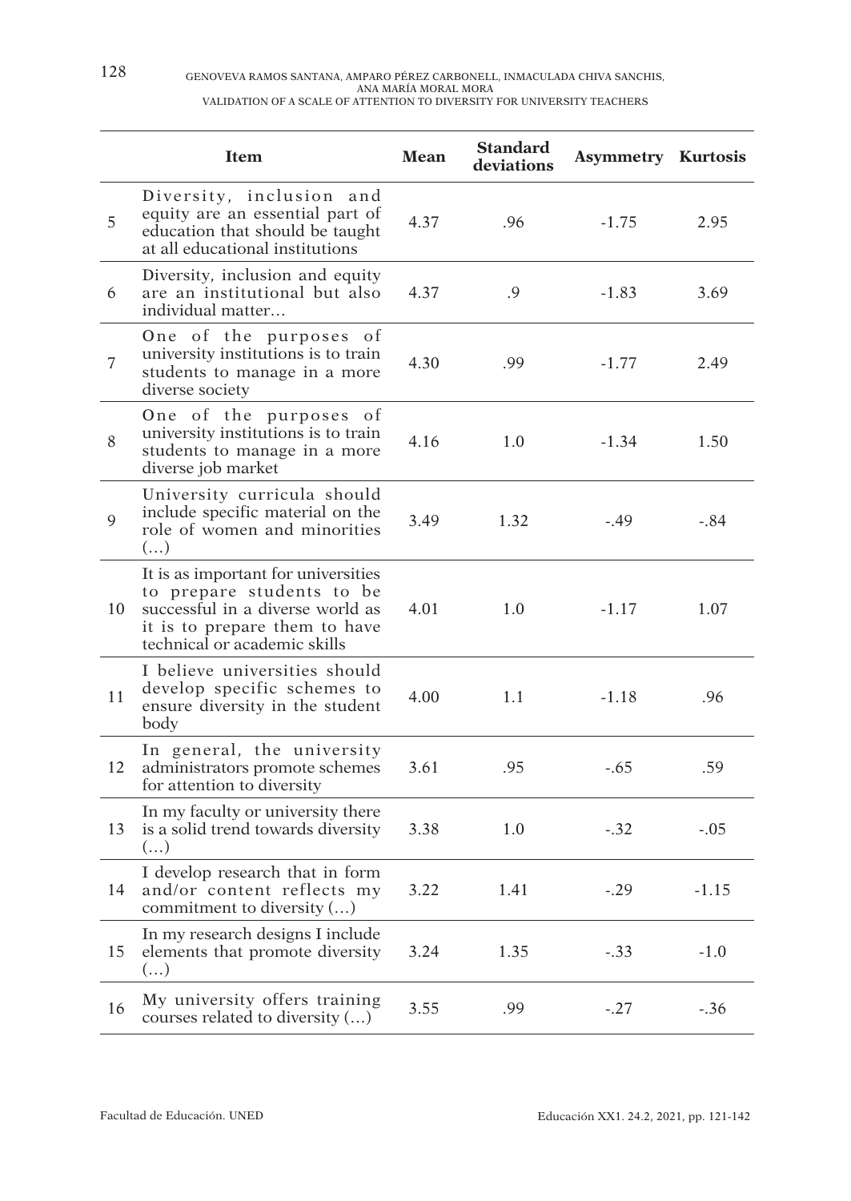| | Item | Mean | Standard deviations | Asymmetry | Kurtosis |
|---|---|---|---|---|---|
| 5 | Diversity, inclusion and equity are an essential part of education that should be taught at all educational institutions | 4.37 | .96 | -1.75 | 2.95 |
| 6 | Diversity, inclusion and equity are an institutional but also individual matter… | 4.37 | .9 | -1.83 | 3.69 |
| 7 | One of the purposes of university institutions is to train students to manage in a more diverse society | 4.30 | .99 | -1.77 | 2.49 |
| 8 | One of the purposes of university institutions is to train students to manage in a more diverse job market | 4.16 | 1.0 | -1.34 | 1.50 |
| 9 | University curricula should include specific material on the role of women and minorities (…) | 3.49 | 1.32 | -.49 | -.84 |
| 10 | It is as important for universities to prepare students to be successful in a diverse world as it is to prepare them to have technical or academic skills | 4.01 | 1.0 | -1.17 | 1.07 |
| 11 | I believe universities should develop specific schemes to ensure diversity in the student body | 4.00 | 1.1 | -1.18 | .96 |
| 12 | In general, the university administrators promote schemes for attention to diversity | 3.61 | .95 | -.65 | .59 |
| 13 | In my faculty or university there is a solid trend towards diversity (…) | 3.38 | 1.0 | -.32 | -.05 |
| 14 | I develop research that in form and/or content reflects my commitment to diversity (…) | 3.22 | 1.41 | -.29 | -1.15 |
| 15 | In my research designs I include elements that promote diversity (…) | 3.24 | 1.35 | -.33 | -1.0 |
| 16 | My university offers training courses related to diversity (…) | 3.55 | .99 | -.27 | -.36 |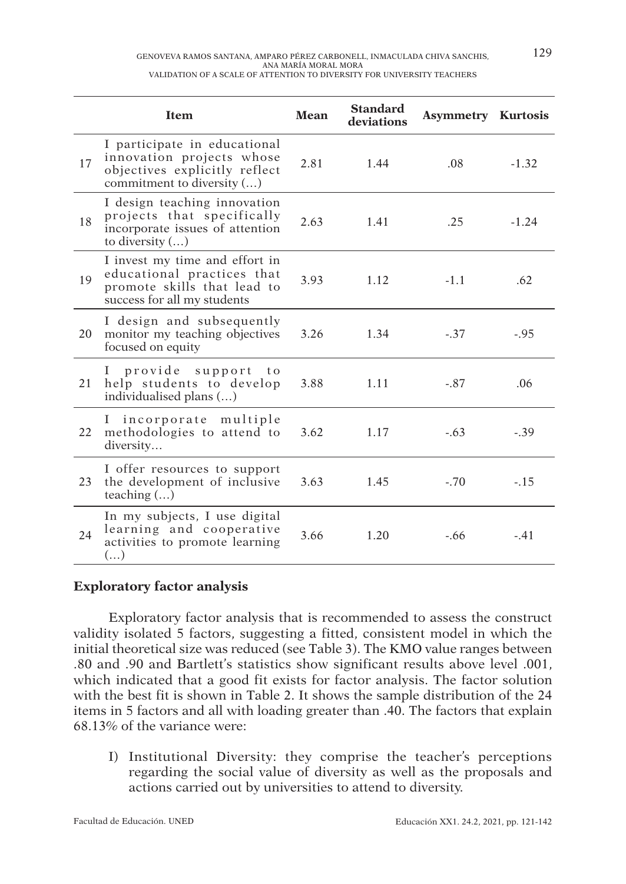| | Item | Mean | Standard deviations | Asymmetry | Kurtosis |
|---|---|---|---|---|---|
| 17 | I participate in educational innovation projects whose objectives explicitly reflect commitment to diversity (…) | 2.81 | 1.44 | .08 | -1.32 |
| 18 | I design teaching innovation projects that specifically incorporate issues of attention to diversity (…) | 2.63 | 1.41 | .25 | -1.24 |
| 19 | I invest my time and effort in educational practices that promote skills that lead to success for all my students | 3.93 | 1.12 | -1.1 | .62 |
| 20 | I design and subsequently monitor my teaching objectives focused on equity | 3.26 | 1.34 | -.37 | -.95 |
| 21 | I provide support to help students to develop individualised plans (…) | 3.88 | 1.11 | -.87 | .06 |
| 22 | I incorporate multiple methodologies to attend to diversity… | 3.62 | 1.17 | -.63 | -.39 |
| 23 | I offer resources to support the development of inclusive teaching (…) | 3.63 | 1.45 | -.70 | -.15 |
| 24 | In my subjects, I use digital learning and cooperative activities to promote learning (…) | 3.66 | 1.20 | -.66 | -.41 |

## Exploratory factor analysis

Exploratory factor analysis that is recommended to assess the construct validity isolated 5 factors, suggesting a fitted, consistent model in which the initial theoretical size was reduced (see Table 3). The KMO value ranges between .80 and .90 and Bartlett's statistics show significant results above level .001, which indicated that a good fit exists for factor analysis. The factor solution with the best fit is shown in Table 2. It shows the sample distribution of the 24 items in 5 factors and all with loading greater than .40. The factors that explain 68.13% of the variance were:

I) Institutional Diversity: they comprise the teacher's perceptions regarding the social value of diversity as well as the proposals and actions carried out by universities to attend to diversity.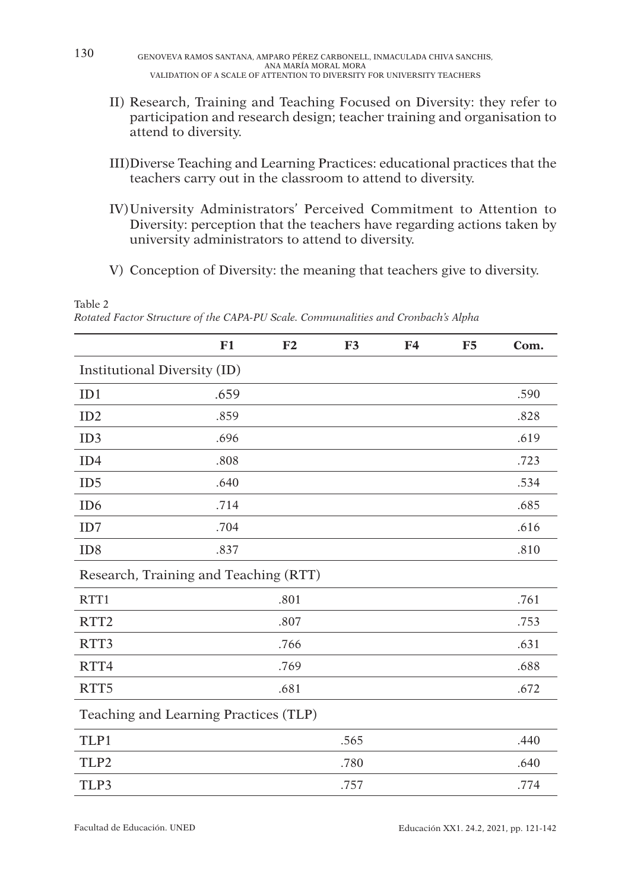II) Research, Training and Teaching Focused on Diversity: they refer to participation and research design; teacher training and organisation to attend to diversity.

III) Diverse Teaching and Learning Practices: educational practices that the teachers carry out in the classroom to attend to diversity.

IV) University Administrators' Perceived Commitment to Attention to Diversity: perception that the teachers have regarding actions taken by university administrators to attend to diversity.

V) Conception of Diversity: the meaning that teachers give to diversity.

Table 2
*Rotated Factor Structure of the CAPA-PU Scale. Communalities and Cronbach's Alpha*

| | F1 | F2 | F3 | F4 | F5 | Com. |
|---|---|---|---|---|---|---|
| Institutional Diversity (ID) | | | | | | |
| ID1 | .659 | | | | | .590 |
| ID2 | .859 | | | | | .828 |
| ID3 | .696 | | | | | .619 |
| ID4 | .808 | | | | | .723 |
| ID5 | .640 | | | | | .534 |
| ID6 | .714 | | | | | .685 |
| ID7 | .704 | | | | | .616 |
| ID8 | .837 | | | | | .810 |
| Research, Training and Teaching (RTT) | | | | | | |
| RTT1 | | .801 | | | | .761 |
| RTT2 | | .807 | | | | .753 |
| RTT3 | | .766 | | | | .631 |
| RTT4 | | .769 | | | | .688 |
| RTT5 | | .681 | | | | .672 |
| Teaching and Learning Practices (TLP) | | | | | | |
| TLP1 | | | .565 | | | .440 |
| TLP2 | | | .780 | | | .640 |
| TLP3 | | | .757 | | | .774 |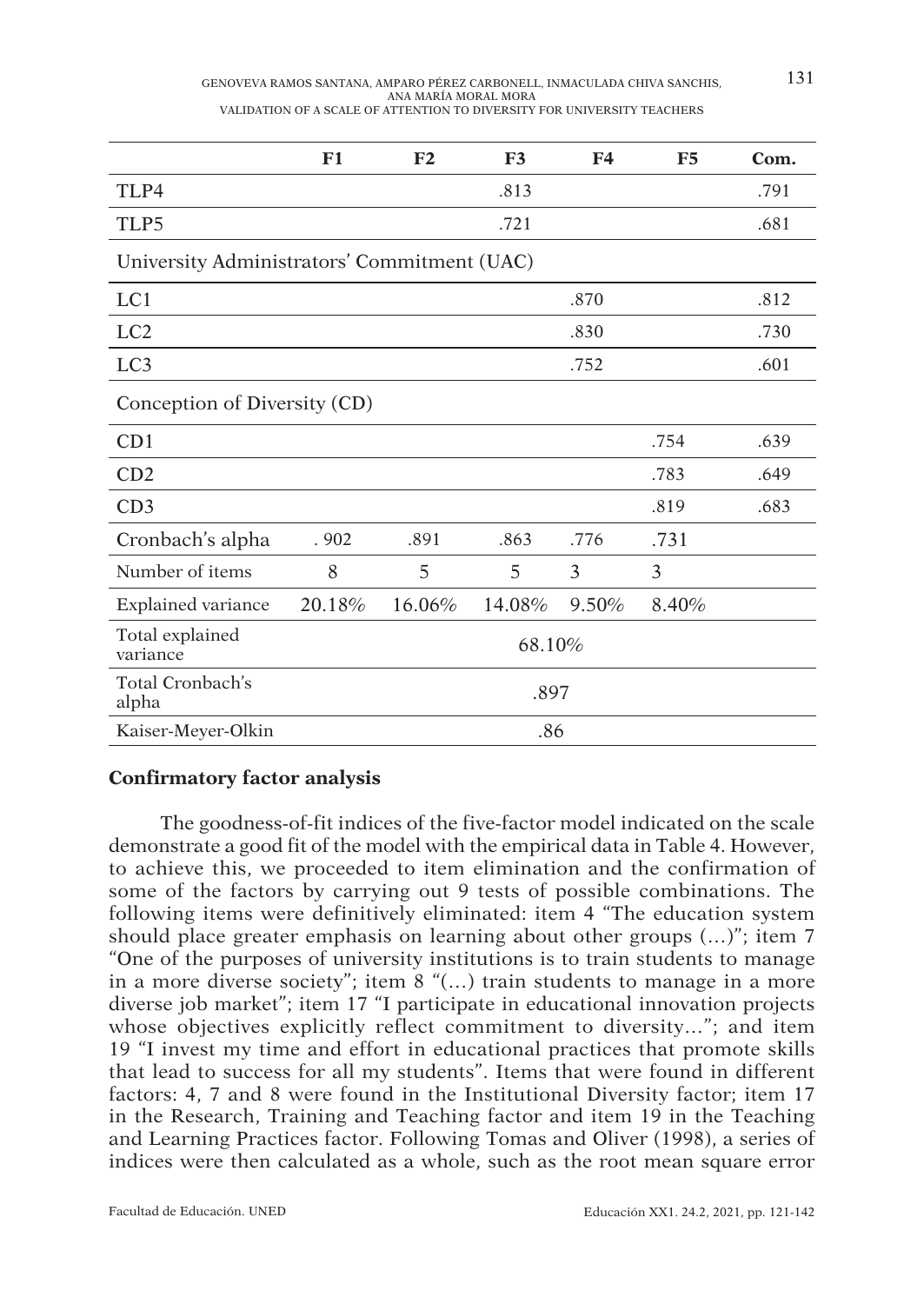|  | F1 | F2 | F3 | F4 | F5 | Com. |
|---|---|---|---|---|---|---|
| TLP4 |  |  | .813 |  |  | .791 |
| TLP5 |  |  | .721 |  |  | .681 |
| University Administrators' Commitment (UAC) |  |  |  |  |  |  |
| LC1 |  |  |  | .870 |  | .812 |
| LC2 |  |  |  | .830 |  | .730 |
| LC3 |  |  |  | .752 |  | .601 |
| Conception of Diversity (CD) |  |  |  |  |  |  |
| CD1 |  |  |  |  | .754 | .639 |
| CD2 |  |  |  |  | .783 | .649 |
| CD3 |  |  |  |  | .819 | .683 |
| Cronbach's alpha | . 902 | .891 | .863 | .776 | .731 |  |
| Number of items | 8 | 5 | 5 | 3 | 3 |  |
| Explained variance | 20.18% | 16.06% | 14.08% | 9.50% | 8.40% |  |
| Total explained variance | 68.10% |  |  |  |  |  |
| Total Cronbach's alpha | .897 |  |  |  |  |  |
| Kaiser-Meyer-Olkin | .86 |  |  |  |  |  |

### Confirmatory factor analysis

The goodness-of-fit indices of the five-factor model indicated on the scale demonstrate a good fit of the model with the empirical data in Table 4. However, to achieve this, we proceeded to item elimination and the confirmation of some of the factors by carrying out 9 tests of possible combinations. The following items were definitively eliminated: item 4 "The education system should place greater emphasis on learning about other groups (...)"; item 7 "One of the purposes of university institutions is to train students to manage in a more diverse society"; item 8 "(...) train students to manage in a more diverse job market"; item 17 "I participate in educational innovation projects whose objectives explicitly reflect commitment to diversity..."; and item 19 "I invest my time and effort in educational practices that promote skills that lead to success for all my students". Items that were found in different factors: 4, 7 and 8 were found in the Institutional Diversity factor; item 17 in the Research, Training and Teaching factor and item 19 in the Teaching and Learning Practices factor. Following Tomas and Oliver (1998), a series of indices were then calculated as a whole, such as the root mean square error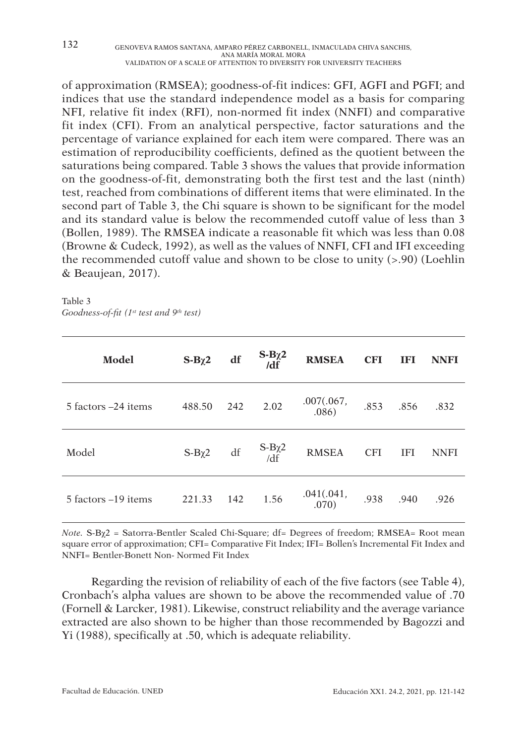of approximation (RMSEA); goodness-of-fit indices: GFI, AGFI and PGFI; and indices that use the standard independence model as a basis for comparing NFI, relative fit index (RFI), non-normed fit index (NNFI) and comparative fit index (CFI). From an analytical perspective, factor saturations and the percentage of variance explained for each item were compared. There was an estimation of reproducibility coefficients, defined as the quotient between the saturations being compared. Table 3 shows the values that provide information on the goodness-of-fit, demonstrating both the first test and the last (ninth) test, reached from combinations of different items that were eliminated. In the second part of Table 3, the Chi square is shown to be significant for the model and its standard value is below the recommended cutoff value of less than 3 (Bollen, 1989). The RMSEA indicate a reasonable fit which was less than 0.08 (Browne & Cudeck, 1992), as well as the values of NNFI, CFI and IFI exceeding the recommended cutoff value and shown to be close to unity (>.90) (Loehlin & Beaujean, 2017).

Table 3
*Goodness-of-fit (1st test and 9th test)*

| **Model** | **S-B$\chi$2** | **df** | **S-B$\chi$2 /df** | **RMSEA** | **CFI** | **IFI** | **NNFI** |
|---|---|---|---|---|---|---|---|
| 5 factors –24 items | 488.50 | 242 | 2.02 | .007(.067, .086) | .853 | .856 | .832 |
| Model | S-B$\chi$2 | df | S-B$\chi$2 /df | RMSEA | CFI | IFI | NNFI |
| 5 factors –19 items | 221.33 | 142 | 1.56 | .041(.041, .070) | .938 | .940 | .926 |

*Note.* S-B$\chi$2 = Satorra-Bentler Scaled Chi-Square; df= Degrees of freedom; RMSEA= Root mean square error of approximation; CFI= Comparative Fit Index; IFI= Bollen's Incremental Fit Index and NNFI= Bentler-Bonett Non- Normed Fit Index

Regarding the revision of reliability of each of the five factors (see Table 4), Cronbach's alpha values are shown to be above the recommended value of .70 (Fornell & Larcker, 1981). Likewise, construct reliability and the average variance extracted are also shown to be higher than those recommended by Bagozzi and Yi (1988), specifically at .50, which is adequate reliability.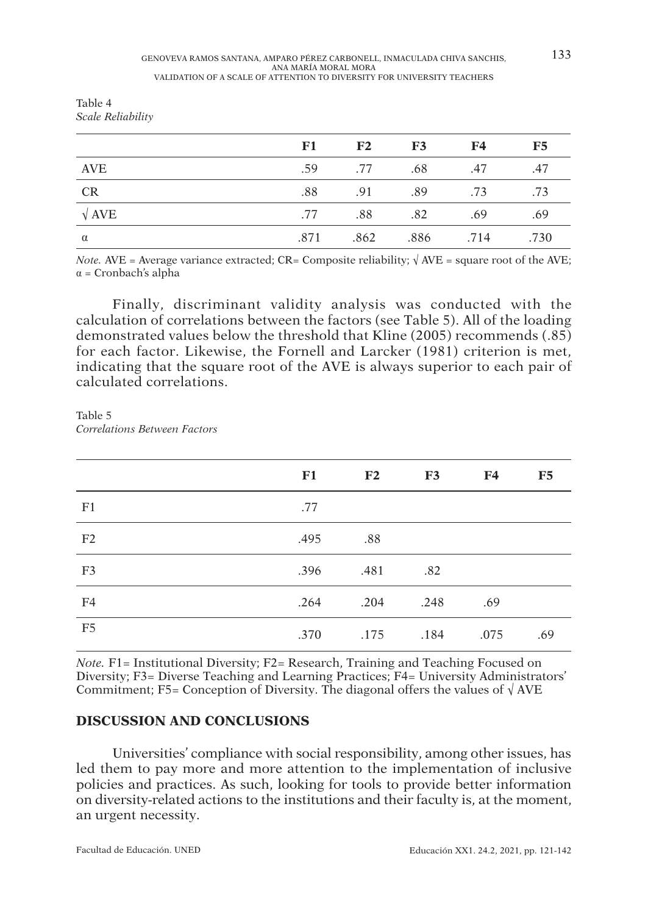Table 4
*Scale Reliability*

| | F1 | F2 | F3 | F4 | F5 |
|---|---|---|---|---|---|
| AVE | .59 | .77 | .68 | .47 | .47 |
| CR | .88 | .91 | .89 | .73 | .73 |
| √ AVE | .77 | .88 | .82 | .69 | .69 |
| α | .871 | .862 | .886 | .714 | .730 |

*Note.* AVE = Average variance extracted; CR= Composite reliability; √ AVE = square root of the AVE; α = Cronbach's alpha

Finally, discriminant validity analysis was conducted with the calculation of correlations between the factors (see Table 5). All of the loading demonstrated values below the threshold that Kline (2005) recommends (.85) for each factor. Likewise, the Fornell and Larcker (1981) criterion is met, indicating that the square root of the AVE is always superior to each pair of calculated correlations.

Table 5
*Correlations Between Factors*

| | F1 | F2 | F3 | F4 | F5 |
|---|---|---|---|---|---|
| F1 | .77 | | | | |
| F2 | .495 | .88 | | | |
| F3 | .396 | .481 | .82 | | |
| F4 | .264 | .204 | .248 | .69 | |
| F5 | .370 | .175 | .184 | .075 | .69 |

*Note.* F1= Institutional Diversity; F2= Research, Training and Teaching Focused on Diversity; F3= Diverse Teaching and Learning Practices; F4= University Administrators' Commitment; F5= Conception of Diversity. The diagonal offers the values of √ AVE

## DISCUSSION AND CONCLUSIONS

Universities' compliance with social responsibility, among other issues, has led them to pay more and more attention to the implementation of inclusive policies and practices. As such, looking for tools to provide better information on diversity-related actions to the institutions and their faculty is, at the moment, an urgent necessity.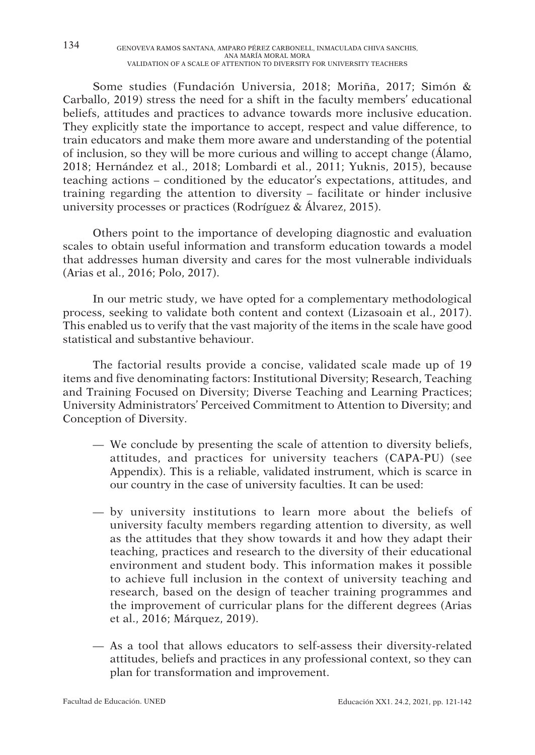Some studies (Fundación Universia, 2018; Moriña, 2017; Simón & Carballo, 2019) stress the need for a shift in the faculty members' educational beliefs, attitudes and practices to advance towards more inclusive education. They explicitly state the importance to accept, respect and value difference, to train educators and make them more aware and understanding of the potential of inclusion, so they will be more curious and willing to accept change (Álamo, 2018; Hernández et al., 2018; Lombardi et al., 2011; Yuknis, 2015), because teaching actions – conditioned by the educator's expectations, attitudes, and training regarding the attention to diversity – facilitate or hinder inclusive university processes or practices (Rodríguez & Álvarez, 2015).

Others point to the importance of developing diagnostic and evaluation scales to obtain useful information and transform education towards a model that addresses human diversity and cares for the most vulnerable individuals (Arias et al., 2016; Polo, 2017).

In our metric study, we have opted for a complementary methodological process, seeking to validate both content and context (Lizasoain et al., 2017). This enabled us to verify that the vast majority of the items in the scale have good statistical and substantive behaviour.

The factorial results provide a concise, validated scale made up of 19 items and five denominating factors: Institutional Diversity; Research, Teaching and Training Focused on Diversity; Diverse Teaching and Learning Practices; University Administrators' Perceived Commitment to Attention to Diversity; and Conception of Diversity.

- We conclude by presenting the scale of attention to diversity beliefs, attitudes, and practices for university teachers (CAPA-PU) (see Appendix). This is a reliable, validated instrument, which is scarce in our country in the case of university faculties. It can be used:
- by university institutions to learn more about the beliefs of university faculty members regarding attention to diversity, as well as the attitudes that they show towards it and how they adapt their teaching, practices and research to the diversity of their educational environment and student body. This information makes it possible to achieve full inclusion in the context of university teaching and research, based on the design of teacher training programmes and the improvement of curricular plans for the different degrees (Arias et al., 2016; Márquez, 2019).
- As a tool that allows educators to self-assess their diversity-related attitudes, beliefs and practices in any professional context, so they can plan for transformation and improvement.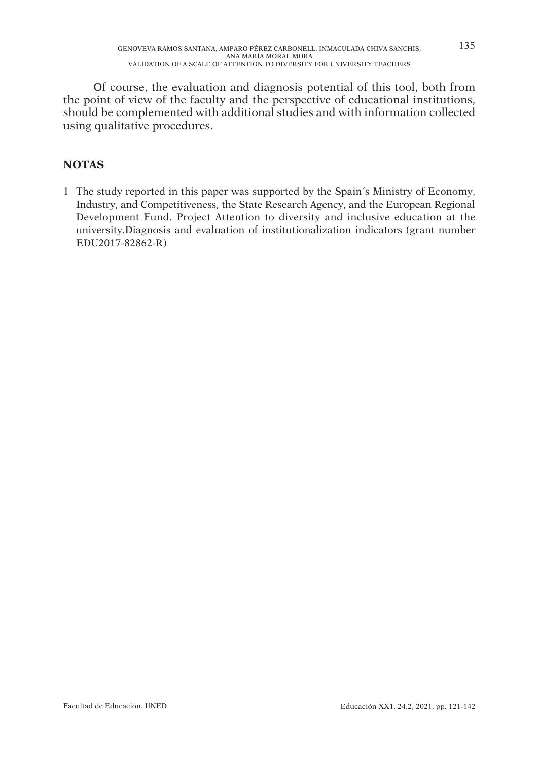Of course, the evaluation and diagnosis potential of this tool, both from the point of view of the faculty and the perspective of educational institutions, should be complemented with additional studies and with information collected using qualitative procedures.

## NOTAS

1 The study reported in this paper was supported by the Spain´s Ministry of Economy, Industry, and Competitiveness, the State Research Agency, and the European Regional Development Fund. Project Attention to diversity and inclusive education at the university.Diagnosis and evaluation of institutionalization indicators (grant number EDU2017-82862-R)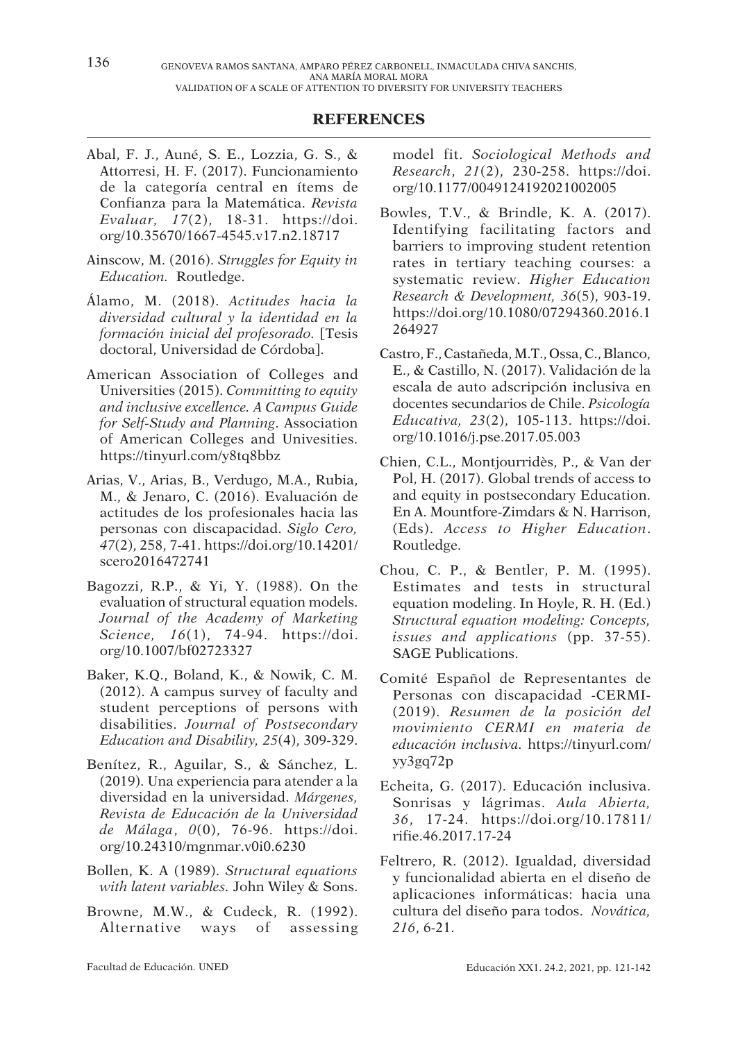## REFERENCES

Abal, F. J., Auné, S. E., Lozzia, G. S., & Attorresi, H. F. (2017). Funcionamiento de la categoría central en ítems de Confianza para la Matemática. *Revista Evaluar, 17*(2), 18-31. https://doi.org/10.35670/1667-4545.v17.n2.18717

Ainscow, M. (2016). *Struggles for Equity in Education*. Routledge.

Álamo, M. (2018). *Actitudes hacia la diversidad cultural y la identidad en la formación inicial del profesorado.* [Tesis doctoral, Universidad de Córdoba].

American Association of Colleges and Universities (2015). *Committing to equity and inclusive excellence. A Campus Guide for Self-Study and Planning*. Association of American Colleges and Univesities. https://tinyurl.com/y8tq8bbz

Arias, V., Arias, B., Verdugo, M.A., Rubia, M., & Jenaro, C. (2016). Evaluación de actitudes de los profesionales hacia las personas con discapacidad. *Siglo Cero, 47*(2), 258, 7-41. https://doi.org/10.14201/scero2016472741

Bagozzi, R.P., & Yi, Y. (1988). On the evaluation of structural equation models. *Journal of the Academy of Marketing Science, 16*(1), 74-94. https://doi.org/10.1007/bf02723327

Baker, K.Q., Boland, K., & Nowik, C. M. (2012). A campus survey of faculty and student perceptions of persons with disabilities. *Journal of Postsecondary Education and Disability, 25*(4), 309-329.

Benítez, R., Aguilar, S., & Sánchez, L. (2019). Una experiencia para atender a la diversidad en la universidad. *Márgenes, Revista de Educación de la Universidad de Málaga*, *0*(0), 76-96. https://doi.org/10.24310/mgnmar.v0i0.6230

Bollen, K. A (1989). *Structural equations with latent variables.* John Wiley & Sons.

Browne, M.W., & Cudeck, R. (1992). Alternative ways of assessing model fit. *Sociological Methods and Research*, *21*(2), 230-258. https://doi.org/10.1177/0049124192021002005

Bowles, T.V., & Brindle, K. A. (2017). Identifying facilitating factors and barriers to improving student retention rates in tertiary teaching courses: a systematic review. *Higher Education Research & Development, 36*(5), 903-19. https://doi.org/10.1080/07294360.2016.1264927

Castro, F., Castañeda, M.T., Ossa, C., Blanco, E., & Castillo, N. (2017). Validación de la escala de auto adscripción inclusiva en docentes secundarios de Chile. *Psicología Educativa, 23*(2), 105-113. https://doi.org/10.1016/j.pse.2017.05.003

Chien, C.L., Montjourridès, P., & Van der Pol, H. (2017). Global trends of access to and equity in postsecondary Education. En A. Mountfore-Zimdars & N. Harrison, (Eds). *Access to Higher Education*. Routledge.

Chou, C. P., & Bentler, P. M. (1995). Estimates and tests in structural equation modeling. In Hoyle, R. H. (Ed.) *Structural equation modeling: Concepts, issues and applications* (pp. 37-55). SAGE Publications.

Comité Español de Representantes de Personas con discapacidad -CERMI- (2019). *Resumen de la posición del movimiento CERMI en materia de educación inclusiva.* https://tinyurl.com/yy3gq72p

Echeita, G. (2017). Educación inclusiva. Sonrisas y lágrimas. *Aula Abierta, 36*, 17-24. https://doi.org/10.17811/rifie.46.2017.17-24

Feltrero, R. (2012). Igualdad, diversidad y funcionalidad abierta en el diseño de aplicaciones informáticas: hacia una cultura del diseño para todos. *Novática, 216*, 6-21.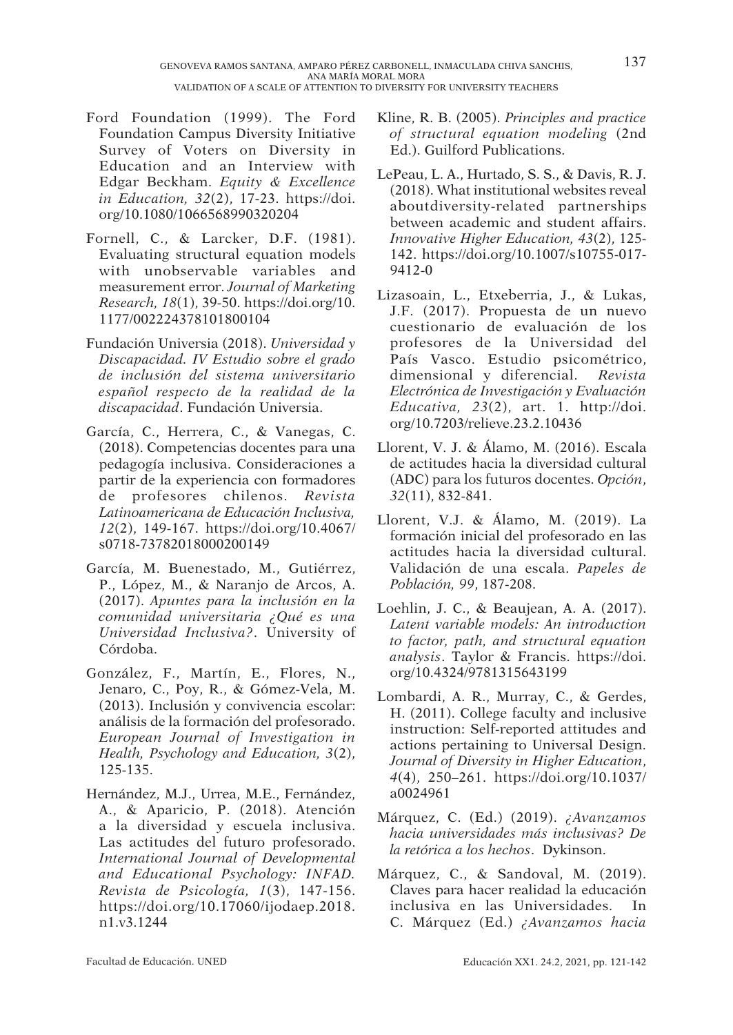Ford Foundation (1999). The Ford Foundation Campus Diversity Initiative Survey of Voters on Diversity in Education and an Interview with Edgar Beckham. *Equity & Excellence in Education, 32*(2), 17-23. https://doi.org/10.1080/1066568990320204

Fornell, C., & Larcker, D.F. (1981). Evaluating structural equation models with unobservable variables and measurement error. *Journal of Marketing Research, 18*(1), 39-50. https://doi.org/10.1177/002224378101800104

Fundación Universia (2018). *Universidad y Discapacidad. IV Estudio sobre el grado de inclusión del sistema universitario español respecto de la realidad de la discapacidad*. Fundación Universia.

García, C., Herrera, C., & Vanegas, C. (2018). Competencias docentes para una pedagogía inclusiva. Consideraciones a partir de la experiencia con formadores de profesores chilenos. *Revista Latinoamericana de Educación Inclusiva, 12*(2), 149-167. https://doi.org/10.4067/s0718-73782018000200149

García, M. Buenestado, M., Gutiérrez, P., López, M., & Naranjo de Arcos, A. (2017). *Apuntes para la inclusión en la comunidad universitaria ¿Qué es una Universidad Inclusiva?*. University of Córdoba.

González, F., Martín, E., Flores, N., Jenaro, C., Poy, R., & Gómez-Vela, M. (2013). Inclusión y convivencia escolar: análisis de la formación del profesorado. *European Journal of Investigation in Health, Psychology and Education, 3*(2), 125-135.

Hernández, M.J., Urrea, M.E., Fernández, A., & Aparicio, P. (2018). Atención a la diversidad y escuela inclusiva. Las actitudes del futuro profesorado. *International Journal of Developmental and Educational Psychology: INFAD. Revista de Psicología, 1*(3), 147-156. https://doi.org/10.17060/ijodaep.2018.n1.v3.1244

Kline, R. B. (2005). *Principles and practice of structural equation modeling* (2nd Ed.). Guilford Publications.

LePeau, L. A., Hurtado, S. S., & Davis, R. J. (2018). What institutional websites reveal aboutdiversity-related partnerships between academic and student affairs. *Innovative Higher Education, 43*(2), 125-142. https://doi.org/10.1007/s10755-017-9412-0

Lizasoain, L., Etxeberria, J., & Lukas, J.F. (2017). Propuesta de un nuevo cuestionario de evaluación de los profesores de la Universidad del País Vasco. Estudio psicométrico, dimensional y diferencial. *Revista Electrónica de Investigación y Evaluación Educativa, 23*(2), art. 1. http://doi.org/10.7203/relieve.23.2.10436

Llorent, V. J. & Álamo, M. (2016). Escala de actitudes hacia la diversidad cultural (ADC) para los futuros docentes. *Opción*, *32*(11), 832-841.

Llorent, V.J. & Álamo, M. (2019). La formación inicial del profesorado en las actitudes hacia la diversidad cultural. Validación de una escala. *Papeles de Población, 99*, 187-208.

Loehlin, J. C., & Beaujean, A. A. (2017). *Latent variable models: An introduction to factor, path, and structural equation analysis*. Taylor & Francis. https://doi.org/10.4324/9781315643199

Lombardi, A. R., Murray, C., & Gerdes, H. (2011). College faculty and inclusive instruction: Self-reported attitudes and actions pertaining to Universal Design. *Journal of Diversity in Higher Education*, *4*(4), 250–261. https://doi.org/10.1037/a0024961

Márquez, C. (Ed.) (2019). *¿Avanzamos hacia universidades más inclusivas? De la retórica a los hechos*. Dykinson.

Márquez, C., & Sandoval, M. (2019). Claves para hacer realidad la educación inclusiva en las Universidades. In C. Márquez (Ed.) *¿Avanzamos hacia*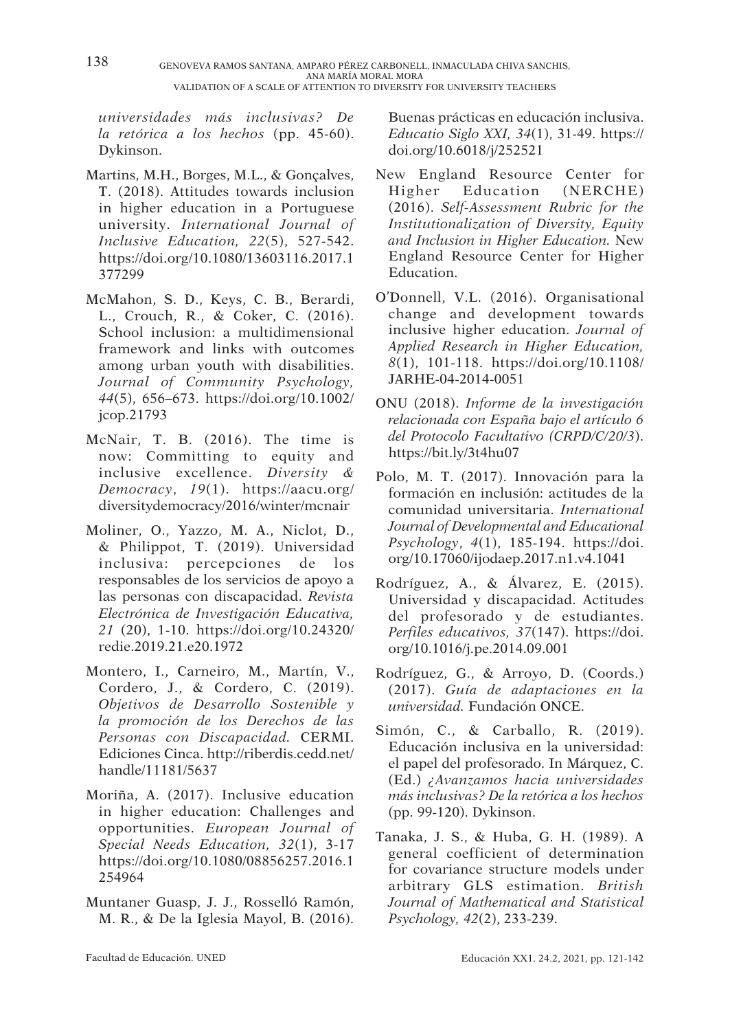*universidades más inclusivas? De la retórica a los hechos* (pp. 45-60). Dykinson.

Martins, M.H., Borges, M.L., & Gonçalves, T. (2018). Attitudes towards inclusion in higher education in a Portuguese university. *International Journal of Inclusive Education, 22*(5), 527-542. https://doi.org/10.1080/13603116.2017.1377299

McMahon, S. D., Keys, C. B., Berardi, L., Crouch, R., & Coker, C. (2016). School inclusion: a multidimensional framework and links with outcomes among urban youth with disabilities. *Journal of Community Psychology, 44*(5), 656–673. https://doi.org/10.1002/jcop.21793

McNair, T. B. (2016). The time is now: Committing to equity and inclusive excellence. *Diversity & Democracy*, *19*(1). https://aacu.org/diversitydemocracy/2016/winter/mcnair

Moliner, O., Yazzo, M. A., Niclot, D., & Philippot, T. (2019). Universidad inclusiva: percepciones de los responsables de los servicios de apoyo a las personas con discapacidad. *Revista Electrónica de Investigación Educativa, 21* (20), 1-10. https://doi.org/10.24320/redie.2019.21.e20.1972

Montero, I., Carneiro, M., Martín, V., Cordero, J., & Cordero, C. (2019). *Objetivos de Desarrollo Sostenible y la promoción de los Derechos de las Personas con Discapacidad.* CERMI. Ediciones Cinca. http://riberdis.cedd.net/handle/11181/5637

Moriña, A. (2017). Inclusive education in higher education: Challenges and opportunities. *European Journal of Special Needs Education, 32*(1), 3-17 https://doi.org/10.1080/08856257.2016.1254964

Muntaner Guasp, J. J., Rosselló Ramón, M. R., & De la Iglesia Mayol, B. (2016). Buenas prácticas en educación inclusiva. *Educatio Siglo XXI, 34*(1), 31-49. https://doi.org/10.6018/j/252521

New England Resource Center for Higher Education (NERCHE) (2016). *Self-Assessment Rubric for the Institutionalization of Diversity, Equity and Inclusion in Higher Education.* New England Resource Center for Higher Education.

O'Donnell, V.L. (2016). Organisational change and development towards inclusive higher education. *Journal of Applied Research in Higher Education, 8*(1), 101-118. https://doi.org/10.1108/JARHE-04-2014-0051

ONU (2018). *Informe de la investigación relacionada con España bajo el artículo 6 del Protocolo Facultativo (CRPD/C/20/3).* https://bit.ly/3t4hu07

Polo, M. T. (2017). Innovación para la formación en inclusión: actitudes de la comunidad universitaria. *International Journal of Developmental and Educational Psychology*, *4*(1), 185-194. https://doi.org/10.17060/ijodaep.2017.n1.v4.1041

Rodríguez, A., & Álvarez, E. (2015). Universidad y discapacidad. Actitudes del profesorado y de estudiantes. *Perfiles educativos, 37*(147). https://doi.org/10.1016/j.pe.2014.09.001

Rodríguez, G., & Arroyo, D. (Coords.) (2017). *Guía de adaptaciones en la universidad.* Fundación ONCE.

Simón, C., & Carballo, R. (2019). Educación inclusiva en la universidad: el papel del profesorado. In Márquez, C. (Ed.) *¿Avanzamos hacia universidades más inclusivas? De la retórica a los hechos* (pp. 99-120). Dykinson.

Tanaka, J. S., & Huba, G. H. (1989). A general coefficient of determination for covariance structure models under arbitrary GLS estimation. *British Journal of Mathematical and Statistical Psychology, 42*(2), 233-239.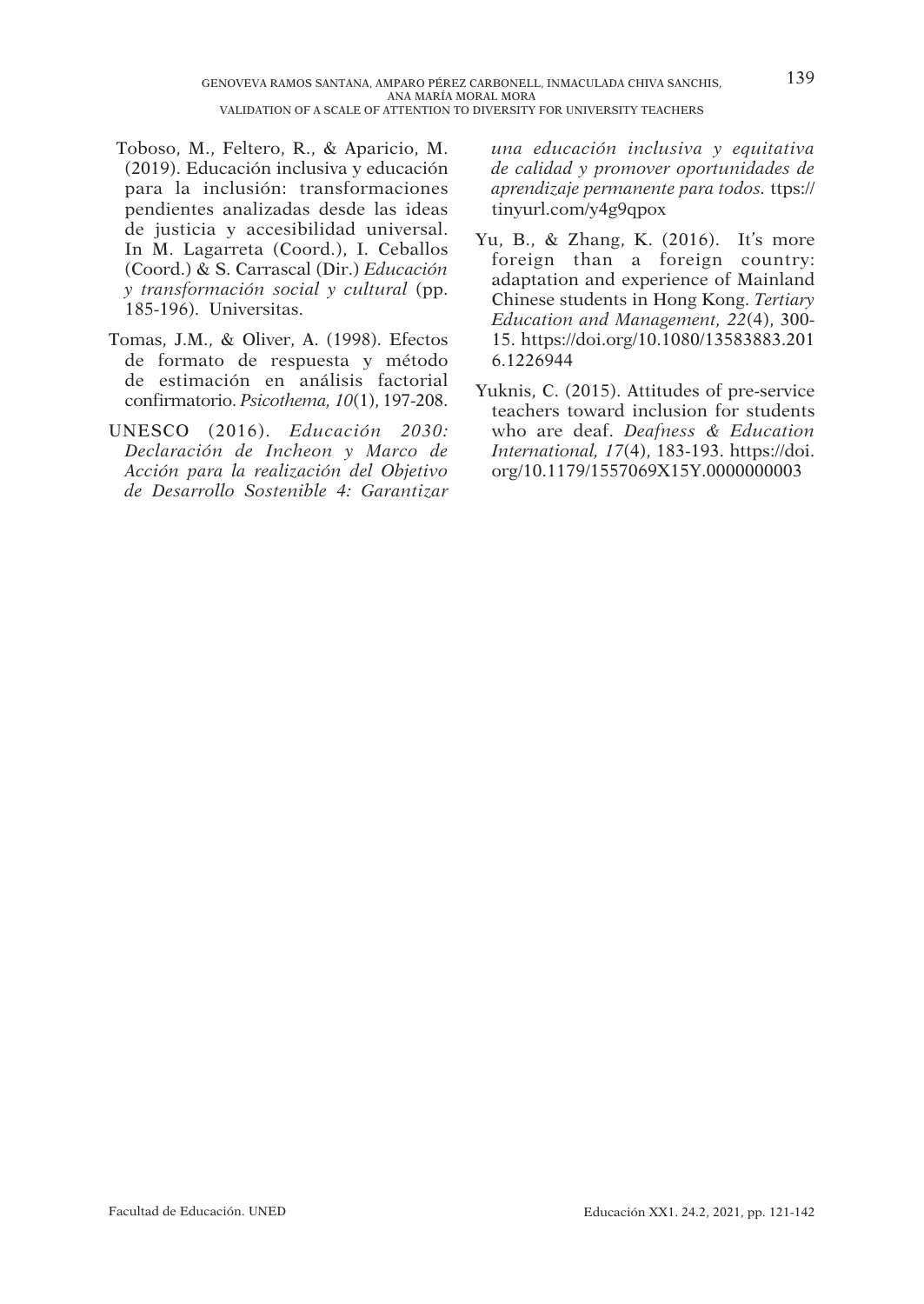Toboso, M., Feltero, R., & Aparicio, M. (2019). Educación inclusiva y educación para la inclusión: transformaciones pendientes analizadas desde las ideas de justicia y accesibilidad universal. In M. Lagarreta (Coord.), I. Ceballos (Coord.) & S. Carrascal (Dir.) *Educación y transformación social y cultural* (pp. 185-196). Universitas.

Tomas, J.M., & Oliver, A. (1998). Efectos de formato de respuesta y método de estimación en análisis factorial confirmatorio. *Psicothema, 10*(1), 197-208.

UNESCO (2016). *Educación 2030: Declaración de Incheon y Marco de Acción para la realización del Objetivo de Desarrollo Sostenible 4: Garantizar una educación inclusiva y equitativa de calidad y promover oportunidades de aprendizaje permanente para todos.* ttps://tinyurl.com/y4g9qpox

Yu, B., & Zhang, K. (2016). It's more foreign than a foreign country: adaptation and experience of Mainland Chinese students in Hong Kong. *Tertiary Education and Management, 22*(4), 300-15. https://doi.org/10.1080/13583883.2016.1226944

Yuknis, C. (2015). Attitudes of pre-service teachers toward inclusion for students who are deaf. *Deafness & Education International, 17*(4), 183-193. https://doi.org/10.1179/1557069X15Y.0000000003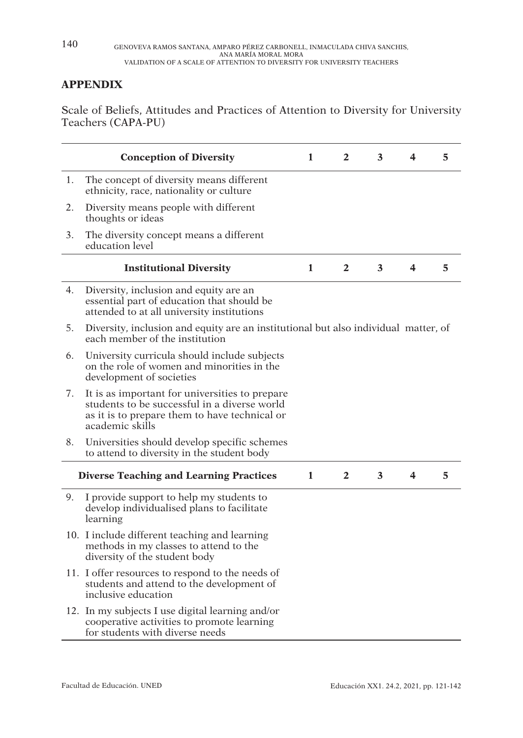## APPENDIX

Scale of Beliefs, Attitudes and Practices of Attention to Diversity for University Teachers (CAPA-PU)

| | **Conception of Diversity** | **1** | **2** | **3** | **4** | **5** |
|---|---|---|---|---|---|---|
| 1. | The concept of diversity means different ethnicity, race, nationality or culture | | | | | |
| 2. | Diversity means people with different thoughts or ideas | | | | | |
| 3. | The diversity concept means a different education level | | | | | |
| | **Institutional Diversity** | **1** | **2** | **3** | **4** | **5** |
| 4. | Diversity, inclusion and equity are an essential part of education that should be attended to at all university institutions | | | | | |
| 5. | Diversity, inclusion and equity are an institutional but also individual matter, of each member of the institution | | | | | |
| 6. | University curricula should include subjects on the role of women and minorities in the development of societies | | | | | |
| 7. | It is as important for universities to prepare students to be successful in a diverse world as it is to prepare them to have technical or academic skills | | | | | |
| 8. | Universities should develop specific schemes to attend to diversity in the student body | | | | | |
| | **Diverse Teaching and Learning Practices** | **1** | **2** | **3** | **4** | **5** |
| 9. | I provide support to help my students to develop individualised plans to facilitate learning | | | | | |
| 10. | I include different teaching and learning methods in my classes to attend to the diversity of the student body | | | | | |
| 11. | I offer resources to respond to the needs of students and attend to the development of inclusive education | | | | | |
| 12. | In my subjects I use digital learning and/or cooperative activities to promote learning for students with diverse needs | | | | | |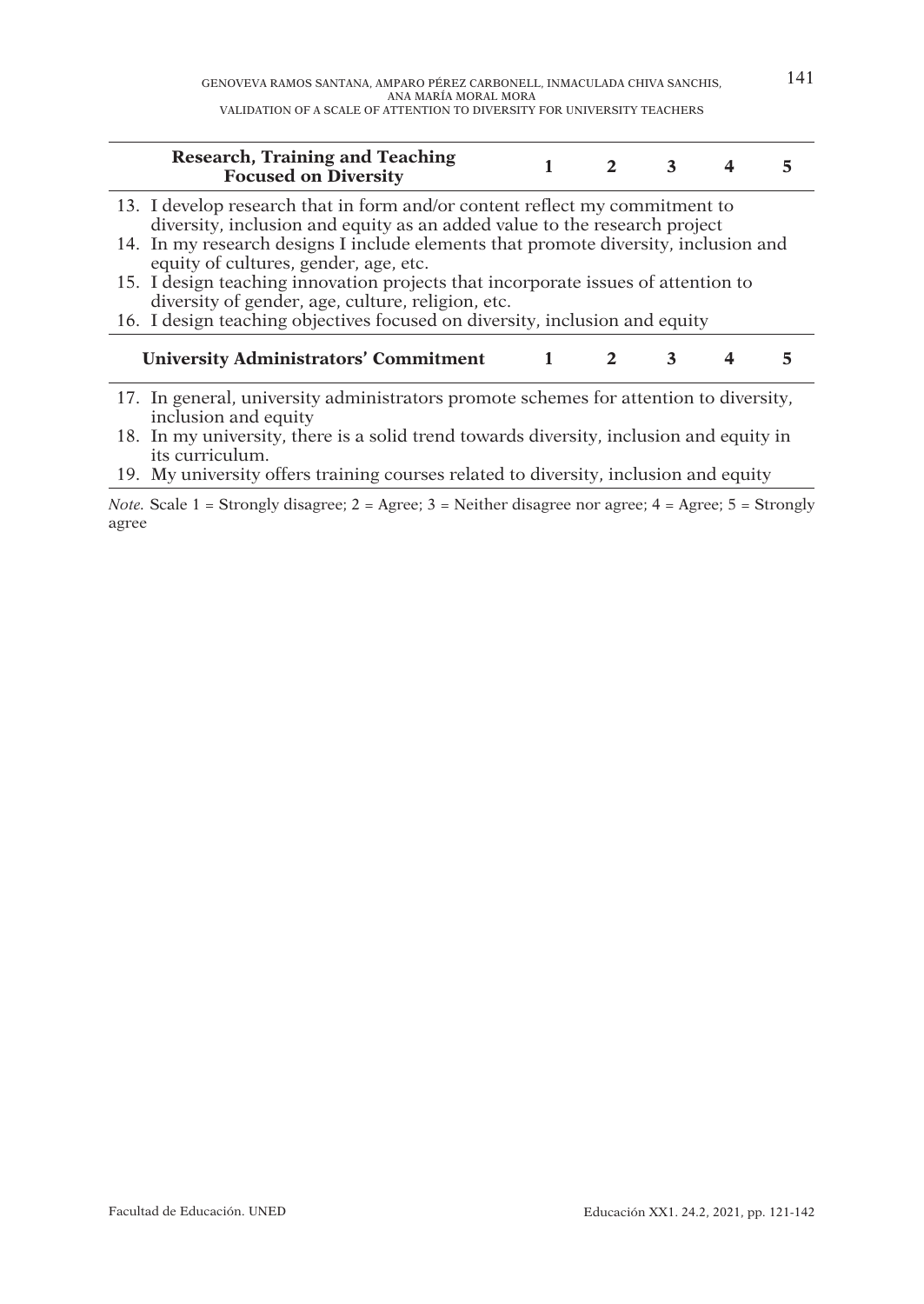| Research, Training and Teaching Focused on Diversity | 1 | 2 | 3 | 4 | 5 |
|---|---|---|---|---|---|
| 13. I develop research that in form and/or content reflect my commitment to diversity, inclusion and equity as an added value to the research project | | | | | |
| 14. In my research designs I include elements that promote diversity, inclusion and equity of cultures, gender, age, etc. | | | | | |
| 15. I design teaching innovation projects that incorporate issues of attention to diversity of gender, age, culture, religion, etc. | | | | | |
| 16. I design teaching objectives focused on diversity, inclusion and equity | | | | | |
| **University Administrators' Commitment** | **1** | **2** | **3** | **4** | **5** |
| 17. In general, university administrators promote schemes for attention to diversity, inclusion and equity | | | | | |
| 18. In my university, there is a solid trend towards diversity, inclusion and equity in its curriculum. | | | | | |
| 19. My university offers training courses related to diversity, inclusion and equity | | | | | |

*Note.* Scale 1 = Strongly disagree; 2 = Agree; 3 = Neither disagree nor agree; 4 = Agree; 5 = Strongly agree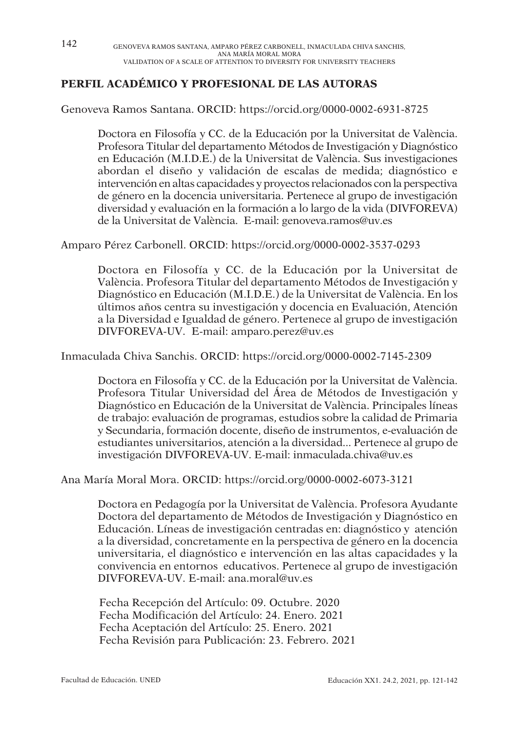## PERFIL ACADÉMICO Y PROFESIONAL DE LAS AUTORAS

Genoveva Ramos Santana. ORCID: https://orcid.org/0000-0002-6931-8725

> Doctora en Filosofía y CC. de la Educación por la Universitat de València. Profesora Titular del departamento Métodos de Investigación y Diagnóstico en Educación (M.I.D.E.) de la Universitat de València. Sus investigaciones abordan el diseño y validación de escalas de medida; diagnóstico e intervención en altas capacidades y proyectos relacionados con la perspectiva de género en la docencia universitaria. Pertenece al grupo de investigación diversidad y evaluación en la formación a lo largo de la vida (DIVFOREVA) de la Universitat de València. E-mail: genoveva.ramos@uv.es

Amparo Pérez Carbonell. ORCID: https://orcid.org/0000-0002-3537-0293

> Doctora en Filosofía y CC. de la Educación por la Universitat de València. Profesora Titular del departamento Métodos de Investigación y Diagnóstico en Educación (M.I.D.E.) de la Universitat de València. En los últimos años centra su investigación y docencia en Evaluación, Atención a la Diversidad e Igualdad de género. Pertenece al grupo de investigación DIVFOREVA-UV. E-mail: amparo.perez@uv.es

Inmaculada Chiva Sanchis. ORCID: https://orcid.org/0000-0002-7145-2309

> Doctora en Filosofía y CC. de la Educación por la Universitat de València. Profesora Titular Universidad del Área de Métodos de Investigación y Diagnóstico en Educación de la Universitat de València. Principales líneas de trabajo: evaluación de programas, estudios sobre la calidad de Primaria y Secundaria, formación docente, diseño de instrumentos, e-evaluación de estudiantes universitarios, atención a la diversidad... Pertenece al grupo de investigación DIVFOREVA-UV. E-mail: inmaculada.chiva@uv.es

Ana María Moral Mora. ORCID: https://orcid.org/0000-0002-6073-3121

> Doctora en Pedagogía por la Universitat de València. Profesora Ayudante Doctora del departamento de Métodos de Investigación y Diagnóstico en Educación. Líneas de investigación centradas en: diagnóstico y atención a la diversidad, concretamente en la perspectiva de género en la docencia universitaria, el diagnóstico e intervención en las altas capacidades y la convivencia en entornos educativos. Pertenece al grupo de investigación DIVFOREVA-UV. E-mail: ana.moral@uv.es
>
> Fecha Recepción del Artículo: 09. Octubre. 2020
> Fecha Modificación del Artículo: 24. Enero. 2021
> Fecha Aceptación del Artículo: 25. Enero. 2021
> Fecha Revisión para Publicación: 23. Febrero. 2021